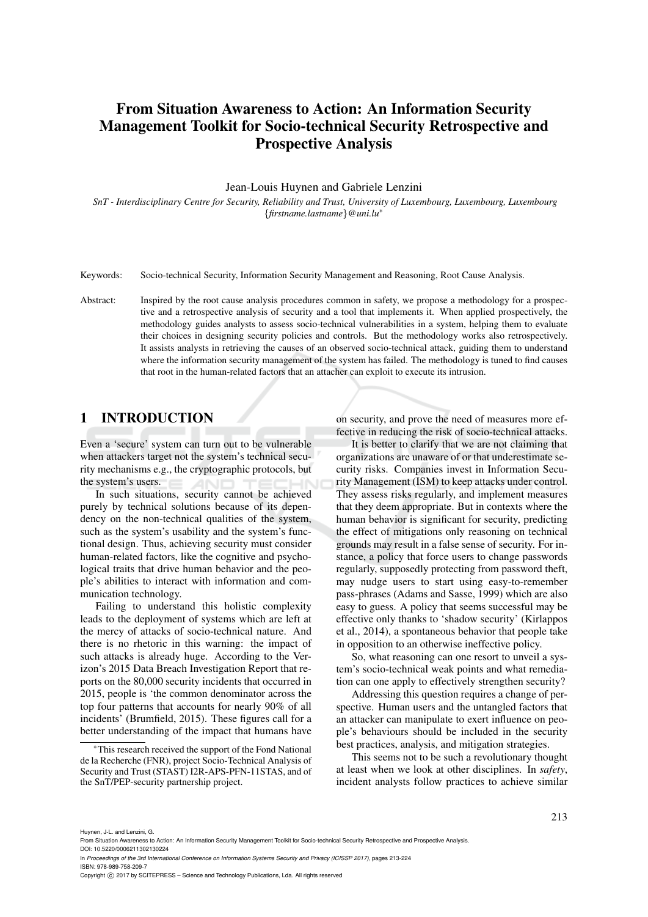# From Situation Awareness to Action: An Information Security Management Toolkit for Socio-technical Security Retrospective and Prospective Analysis

Jean-Louis Huynen and Gabriele Lenzini

*SnT - Interdisciplinary Centre for Security, Reliability and Trust, University of Luxembourg, Luxembourg, Luxembourg*
*{firstname.lastname}@uni.lu**

Keywords: Socio-technical Security, Information Security Management and Reasoning, Root Cause Analysis.

Abstract: Inspired by the root cause analysis procedures common in safety, we propose a methodology for a prospective and a retrospective analysis of security and a tool that implements it. When applied prospectively, the methodology guides analysts to assess socio-technical vulnerabilities in a system, helping them to evaluate their choices in designing security policies and controls. But the methodology works also retrospectively. It assists analysts in retrieving the causes of an observed socio-technical attack, guiding them to understand where the information security management of the system has failed. The methodology is tuned to find causes that root in the human-related factors that an attacher can exploit to execute its intrusion.

## 1 INTRODUCTION

Even a 'secure' system can turn out to be vulnerable when attackers target not the system's technical security mechanisms e.g., the cryptographic protocols, but the system's users.

In such situations, security cannot be achieved purely by technical solutions because of its dependency on the non-technical qualities of the system, such as the system's usability and the system's functional design. Thus, achieving security must consider human-related factors, like the cognitive and psychological traits that drive human behavior and the people's abilities to interact with information and communication technology.

Failing to understand this holistic complexity leads to the deployment of systems which are left at the mercy of attacks of socio-technical nature. And there is no rhetoric in this warning: the impact of such attacks is already huge. According to the Verizon's 2015 Data Breach Investigation Report that reports on the 80,000 security incidents that occurred in 2015, people is 'the common denominator across the top four patterns that accounts for nearly 90% of all incidents' (Brumfield, 2015). These figures call for a better understanding of the impact that humans have on security, and prove the need of measures more effective in reducing the risk of socio-technical attacks.

It is better to clarify that we are not claiming that organizations are unaware of or that underestimate security risks. Companies invest in Information Security Management (ISM) to keep attacks under control. They assess risks regularly, and implement measures that they deem appropriate. But in contexts where the human behavior is significant for security, predicting the effect of mitigations only reasoning on technical grounds may result in a false sense of security. For instance, a policy that force users to change passwords regularly, supposedly protecting from password theft, may nudge users to start using easy-to-remember pass-phrases (Adams and Sasse, 1999) which are also easy to guess. A policy that seems successful may be effective only thanks to 'shadow security' (Kirlappos et al., 2014), a spontaneous behavior that people take in opposition to an otherwise ineffective policy.

So, what reasoning can one resort to unveil a system's socio-technical weak points and what remediation can one apply to effectively strengthen security?

Addressing this question requires a change of perspective. Human users and the untangled factors that an attacker can manipulate to exert influence on people's behaviours should be included in the security best practices, analysis, and mitigation strategies.

This seems not to be such a revolutionary thought at least when we look at other disciplines. In *safety*, incident analysts follow practices to achieve similar

*This research received the support of the Fond National de la Recherche (FNR), project Socio-Technical Analysis of Security and Trust (STAST) I2R-APS-PFN-11STAS, and of the SnT/PEP-security partnership project.

Huynen, J-L. and Lenzini, G.
From Situation Awareness to Action: An Information Security Management Toolkit for Socio-technical Security Retrospective and Prospective Analysis.
DOI: 10.5220/0006211302130224
In *Proceedings of the 3rd International Conference on Information Systems Security and Privacy (ICISSP 2017)*, pages 213-224
ISBN: 978-989-758-209-7
Copyright © 2017 by SCITEPRESS – Science and Technology Publications, Lda. All rights reserved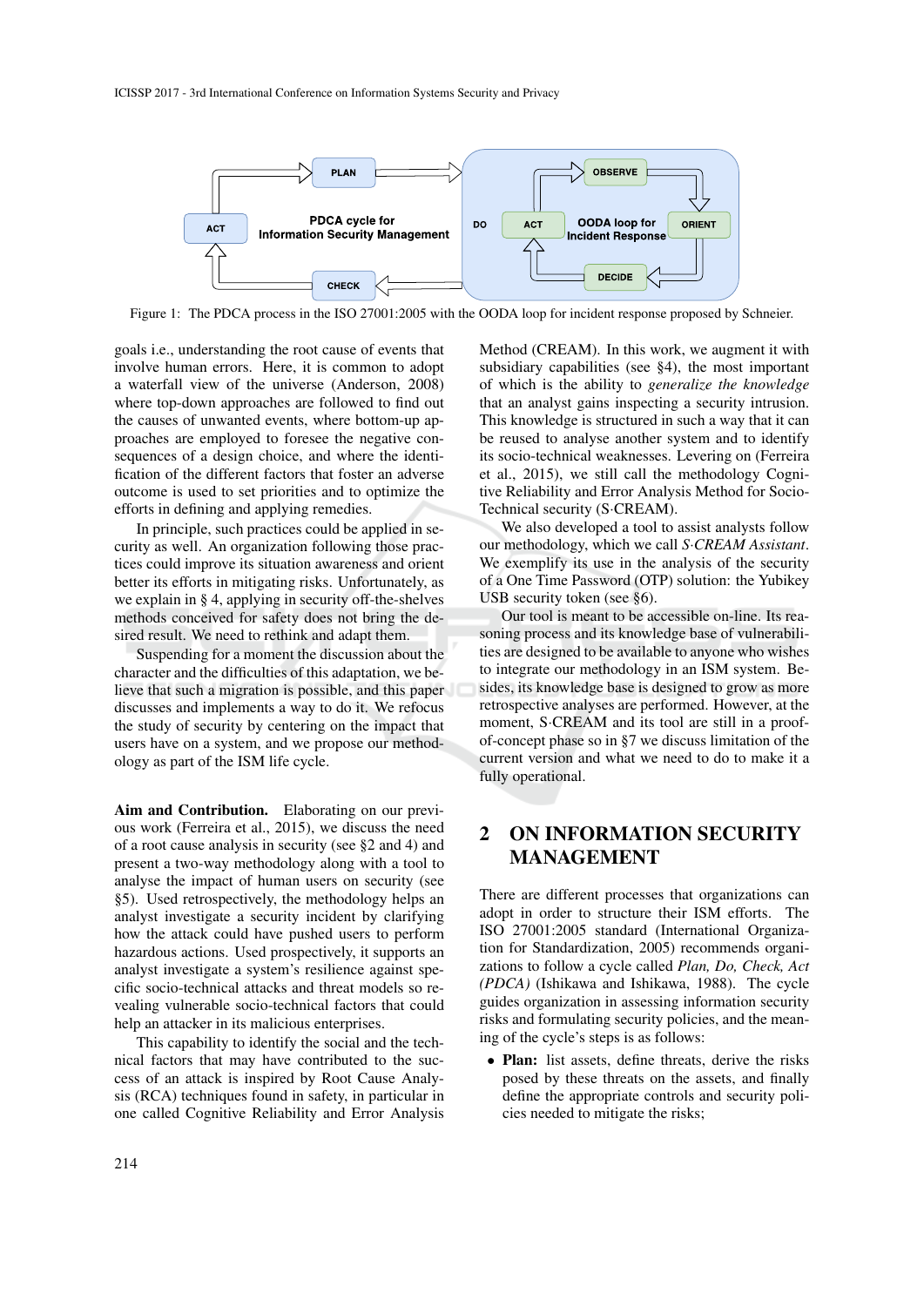Figure 1: The PDCA process in the ISO 27001:2005 with the OODA loop for incident response proposed by Schneier.

goals i.e., understanding the root cause of events that involve human errors. Here, it is common to adopt a waterfall view of the universe (Anderson, 2008) where top-down approaches are followed to find out the causes of unwanted events, where bottom-up approaches are employed to foresee the negative consequences of a design choice, and where the identification of the different factors that foster an adverse outcome is used to set priorities and to optimize the efforts in defining and applying remedies.

In principle, such practices could be applied in security as well. An organization following those practices could improve its situation awareness and orient better its efforts in mitigating risks. Unfortunately, as we explain in § 4, applying in security off-the-shelves methods conceived for safety does not bring the desired result. We need to rethink and adapt them.

Suspending for a moment the discussion about the character and the difficulties of this adaptation, we believe that such a migration is possible, and this paper discusses and implements a way to do it. We refocus the study of security by centering on the impact that users have on a system, and we propose our methodology as part of the ISM life cycle.

**Aim and Contribution.** Elaborating on our previous work (Ferreira et al., 2015), we discuss the need of a root cause analysis in security (see §2 and 4) and present a two-way methodology along with a tool to analyse the impact of human users on security (see §5). Used retrospectively, the methodology helps an analyst investigate a security incident by clarifying how the attack could have pushed users to perform hazardous actions. Used prospectively, it supports an analyst investigate a system's resilience against specific socio-technical attacks and threat models so revealing vulnerable socio-technical factors that could help an attacker in its malicious enterprises.

This capability to identify the social and the technical factors that may have contributed to the success of an attack is inspired by Root Cause Analysis (RCA) techniques found in safety, in particular in one called Cognitive Reliability and Error Analysis Method (CREAM). In this work, we augment it with subsidiary capabilities (see §4), the most important of which is the ability to *generalize the knowledge* that an analyst gains inspecting a security intrusion. This knowledge is structured in such a way that it can be reused to analyse another system and to identify its socio-technical weaknesses. Levering on (Ferreira et al., 2015), we still call the methodology Cognitive Reliability and Error Analysis Method for Socio-Technical security (S·CREAM).

We also developed a tool to assist analysts follow our methodology, which we call *S·CREAM Assistant*. We exemplify its use in the analysis of the security of a One Time Password (OTP) solution: the Yubikey USB security token (see §6).

Our tool is meant to be accessible on-line. Its reasoning process and its knowledge base of vulnerabilities are designed to be available to anyone who wishes to integrate our methodology in an ISM system. Besides, its knowledge base is designed to grow as more retrospective analyses are performed. However, at the moment, S·CREAM and its tool are still in a proof-of-concept phase so in §7 we discuss limitation of the current version and what we need to do to make it a fully operational.

## 2 ON INFORMATION SECURITY MANAGEMENT

There are different processes that organizations can adopt in order to structure their ISM efforts. The ISO 27001:2005 standard (International Organization for Standardization, 2005) recommends organizations to follow a cycle called *Plan, Do, Check, Act (PDCA)* (Ishikawa and Ishikawa, 1988). The cycle guides organization in assessing information security risks and formulating security policies, and the meaning of the cycle's steps is as follows:

- **Plan:** list assets, define threats, derive the risks posed by these threats on the assets, and finally define the appropriate controls and security policies needed to mitigate the risks;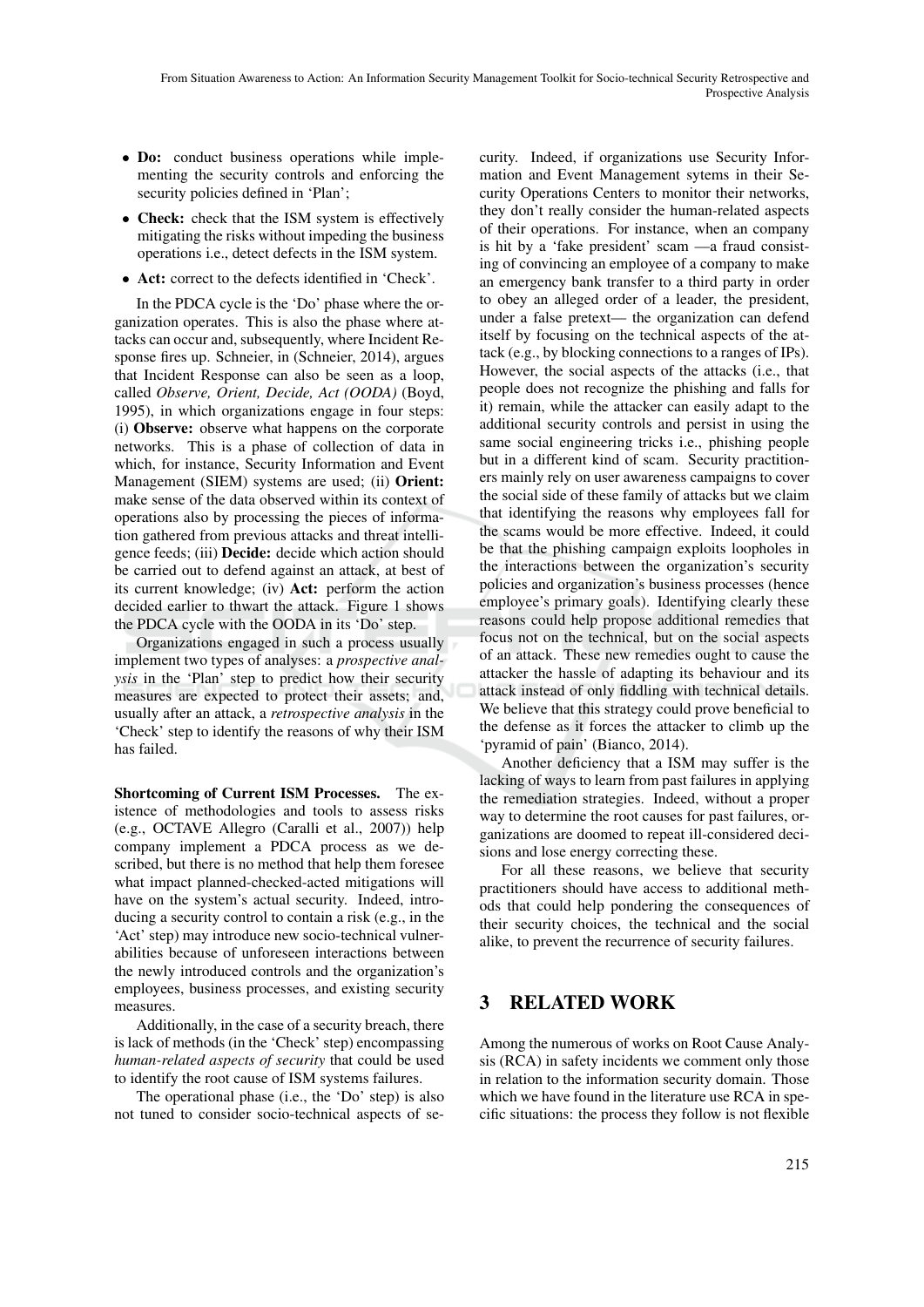- **Do:** conduct business operations while implementing the security controls and enforcing the security policies defined in 'Plan';
- **Check:** check that the ISM system is effectively mitigating the risks without impeding the business operations i.e., detect defects in the ISM system.
- **Act:** correct to the defects identified in 'Check'.

In the PDCA cycle is the 'Do' phase where the organization operates. This is also the phase where attacks can occur and, subsequently, where Incident Response fires up. Schneier, in (Schneier, 2014), argues that Incident Response can also be seen as a loop, called *Observe, Orient, Decide, Act (OODA)* (Boyd, 1995), in which organizations engage in four steps: (i) **Observe:** observe what happens on the corporate networks. This is a phase of collection of data in which, for instance, Security Information and Event Management (SIEM) systems are used; (ii) **Orient:** make sense of the data observed within its context of operations also by processing the pieces of information gathered from previous attacks and threat intelligence feeds; (iii) **Decide:** decide which action should be carried out to defend against an attack, at best of its current knowledge; (iv) **Act:** perform the action decided earlier to thwart the attack. Figure 1 shows the PDCA cycle with the OODA in its 'Do' step.

Organizations engaged in such a process usually implement two types of analyses: a *prospective analysis* in the 'Plan' step to predict how their security measures are expected to protect their assets; and, usually after an attack, a *retrospective analysis* in the 'Check' step to identify the reasons of why their ISM has failed.

**Shortcoming of Current ISM Processes.** The existence of methodologies and tools to assess risks (e.g., OCTAVE Allegro (Caralli et al., 2007)) help company implement a PDCA process as we described, but there is no method that help them foresee what impact planned-checked-acted mitigations will have on the system's actual security. Indeed, introducing a security control to contain a risk (e.g., in the 'Act' step) may introduce new socio-technical vulnerabilities because of unforeseen interactions between the newly introduced controls and the organization's employees, business processes, and existing security measures.

Additionally, in the case of a security breach, there is lack of methods (in the 'Check' step) encompassing *human-related aspects of security* that could be used to identify the root cause of ISM systems failures.

The operational phase (i.e., the 'Do' step) is also not tuned to consider socio-technical aspects of security. Indeed, if organizations use Security Information and Event Management sytems in their Security Operations Centers to monitor their networks, they don't really consider the human-related aspects of their operations. For instance, when an company is hit by a 'fake president' scam —a fraud consisting of convincing an employee of a company to make an emergency bank transfer to a third party in order to obey an alleged order of a leader, the president, under a false pretext— the organization can defend itself by focusing on the technical aspects of the attack (e.g., by blocking connections to a ranges of IPs). However, the social aspects of the attacks (i.e., that people does not recognize the phishing and falls for it) remain, while the attacker can easily adapt to the additional security controls and persist in using the same social engineering tricks i.e., phishing people but in a different kind of scam. Security practitioners mainly rely on user awareness campaigns to cover the social side of these family of attacks but we claim that identifying the reasons why employees fall for the scams would be more effective. Indeed, it could be that the phishing campaign exploits loopholes in the interactions between the organization's security policies and organization's business processes (hence employee's primary goals). Identifying clearly these reasons could help propose additional remedies that focus not on the technical, but on the social aspects of an attack. These new remedies ought to cause the attacker the hassle of adapting its behaviour and its attack instead of only fiddling with technical details. We believe that this strategy could prove beneficial to the defense as it forces the attacker to climb up the 'pyramid of pain' (Bianco, 2014).

Another deficiency that a ISM may suffer is the lacking of ways to learn from past failures in applying the remediation strategies. Indeed, without a proper way to determine the root causes for past failures, organizations are doomed to repeat ill-considered decisions and lose energy correcting these.

For all these reasons, we believe that security practitioners should have access to additional methods that could help pondering the consequences of their security choices, the technical and the social alike, to prevent the recurrence of security failures.

## 3 RELATED WORK

Among the numerous of works on Root Cause Analysis (RCA) in safety incidents we comment only those in relation to the information security domain. Those which we have found in the literature use RCA in specific situations: the process they follow is not flexible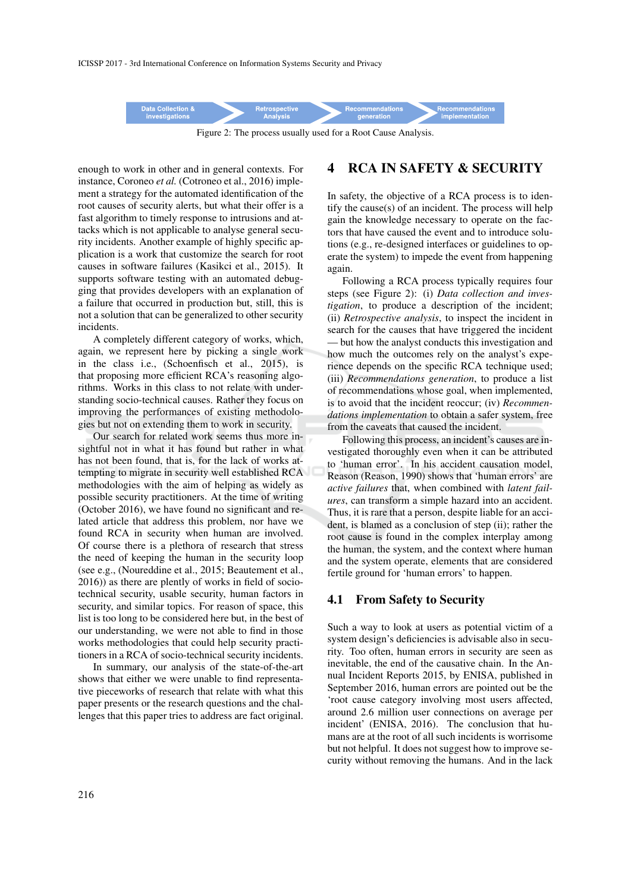Data Collection & investigations → Retrospective Analysis → Recommendations generation → Recommendations implementation

Figure 2: The process usually used for a Root Cause Analysis.

enough to work in other and in general contexts. For instance, Coroneo *et al.* (Cotroneo et al., 2016) implement a strategy for the automated identification of the root causes of security alerts, but what their offer is a fast algorithm to timely response to intrusions and attacks which is not applicable to analyse general security incidents. Another example of highly specific application is a work that customize the search for root causes in software failures (Kasikci et al., 2015). It supports software testing with an automated debugging that provides developers with an explanation of a failure that occurred in production but, still, this is not a solution that can be generalized to other security incidents.

A completely different category of works, which, again, we represent here by picking a single work in the class i.e., (Schoenfisch et al., 2015), is that proposing more efficient RCA's reasoning algorithms. Works in this class to not relate with understanding socio-technical causes. Rather they focus on improving the performances of existing methodologies but not on extending them to work in security.

Our search for related work seems thus more insightful not in what it has found but rather in what has not been found, that is, for the lack of works attempting to migrate in security well established RCA methodologies with the aim of helping as widely as possible security practitioners. At the time of writing (October 2016), we have found no significant and related article that address this problem, nor have we found RCA in security when human are involved. Of course there is a plethora of research that stress the need of keeping the human in the security loop (see e.g., (Noureddine et al., 2015; Beautement et al., 2016)) as there are plently of works in field of socio-technical security, usable security, human factors in security, and similar topics. For reason of space, this list is too long to be considered here but, in the best of our understanding, we were not able to find in those works methodologies that could help security practitioners in a RCA of socio-technical security incidents.

In summary, our analysis of the state-of-the-art shows that either we were unable to find representative pieceworks of research that relate with what this paper presents or the research questions and the challenges that this paper tries to address are fact original.

# 4 RCA IN SAFETY & SECURITY

In safety, the objective of a RCA process is to identify the cause(s) of an incident. The process will help gain the knowledge necessary to operate on the factors that have caused the event and to introduce solutions (e.g., re-designed interfaces or guidelines to operate the system) to impede the event from happening again.

Following a RCA process typically requires four steps (see Figure 2): (i) *Data collection and investigation*, to produce a description of the incident; (ii) *Retrospective analysis*, to inspect the incident in search for the causes that have triggered the incident — but how the analyst conducts this investigation and how much the outcomes rely on the analyst's experience depends on the specific RCA technique used; (iii) *Recommendations generation*, to produce a list of recommendations whose goal, when implemented, is to avoid that the incident reoccur; (iv) *Recommendations implementation* to obtain a safer system, free from the caveats that caused the incident.

Following this process, an incident's causes are investigated thoroughly even when it can be attributed to 'human error'. In his accident causation model, Reason (Reason, 1990) shows that 'human errors' are *active failures* that, when combined with *latent failures*, can transform a simple hazard into an accident. Thus, it is rare that a person, despite liable for an accident, is blamed as a conclusion of step (ii); rather the root cause is found in the complex interplay among the human, the system, and the context where human and the system operate, elements that are considered fertile ground for 'human errors' to happen.

## 4.1 From Safety to Security

Such a way to look at users as potential victim of a system design's deficiencies is advisable also in security. Too often, human errors in security are seen as inevitable, the end of the causative chain. In the Annual Incident Reports 2015, by ENISA, published in September 2016, human errors are pointed out be the 'root cause category involving most users affected, around 2.6 million user connections on average per incident' (ENISA, 2016). The conclusion that humans are at the root of all such incidents is worrisome but not helpful. It does not suggest how to improve security without removing the humans. And in the lack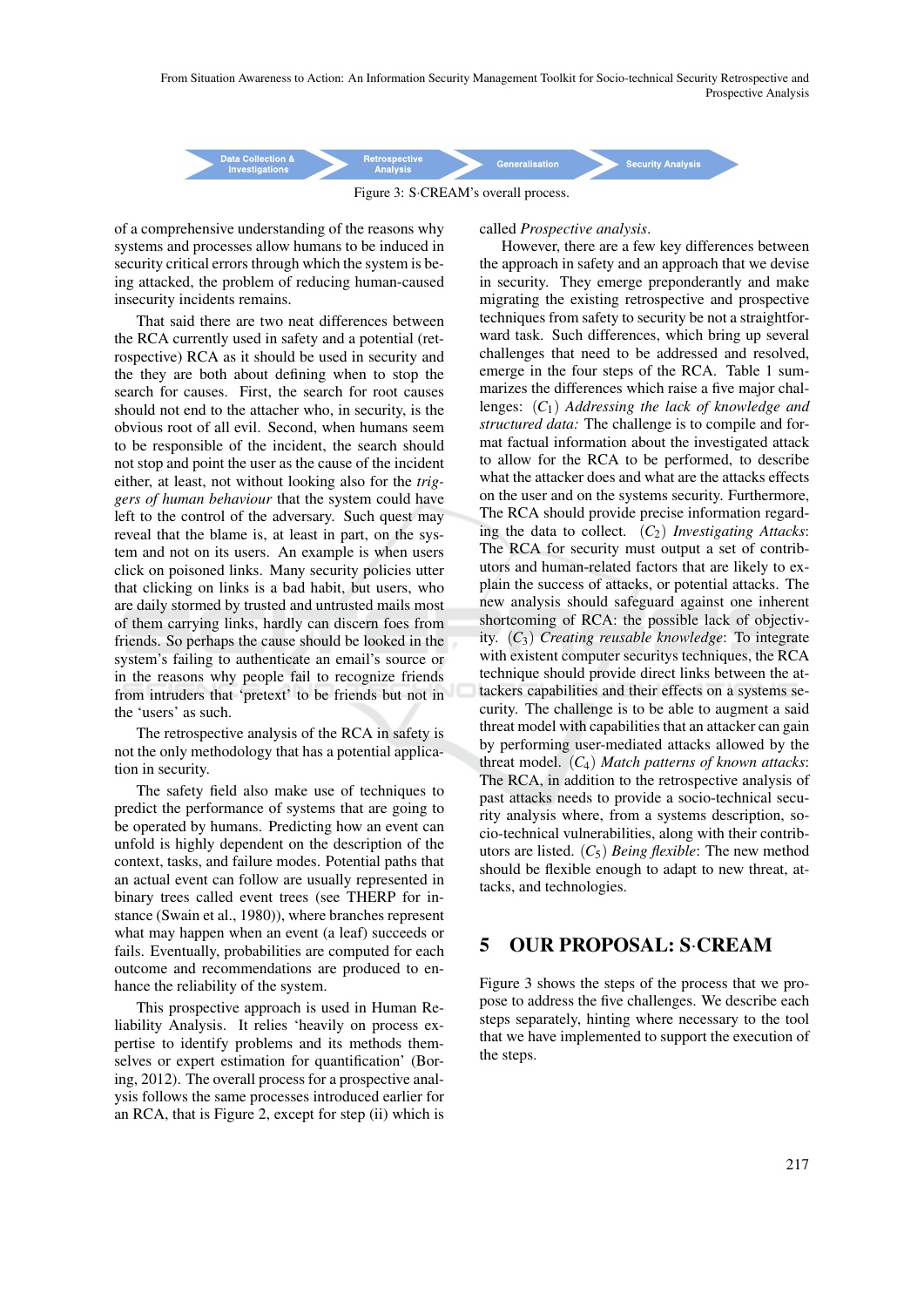Data Collection & Investigations → Retrospective Analysis → Generalisation → Security Analysis

Figure 3: S·CREAM's overall process.

of a comprehensive understanding of the reasons why systems and processes allow humans to be induced in security critical errors through which the system is being attacked, the problem of reducing human-caused insecurity incidents remains.

That said there are two neat differences between the RCA currently used in safety and a potential (retrospective) RCA as it should be used in security and the they are both about defining when to stop the search for causes. First, the search for root causes should not end to the attacher who, in security, is the obvious root of all evil. Second, when humans seem to be responsible of the incident, the search should not stop and point the user as the cause of the incident either, at least, not without looking also for the *triggers of human behaviour* that the system could have left to the control of the adversary. Such quest may reveal that the blame is, at least in part, on the system and not on its users. An example is when users click on poisoned links. Many security policies utter that clicking on links is a bad habit, but users, who are daily stormed by trusted and untrusted mails most of them carrying links, hardly can discern foes from friends. So perhaps the cause should be looked in the system's failing to authenticate an email's source or in the reasons why people fail to recognize friends from intruders that 'pretext' to be friends but not in the 'users' as such.

The retrospective analysis of the RCA in safety is not the only methodology that has a potential application in security.

The safety field also make use of techniques to predict the performance of systems that are going to be operated by humans. Predicting how an event can unfold is highly dependent on the description of the context, tasks, and failure modes. Potential paths that an actual event can follow are usually represented in binary trees called event trees (see THERP for instance (Swain et al., 1980)), where branches represent what may happen when an event (a leaf) succeeds or fails. Eventually, probabilities are computed for each outcome and recommendations are produced to enhance the reliability of the system.

This prospective approach is used in Human Reliability Analysis. It relies 'heavily on process expertise to identify problems and its methods themselves or expert estimation for quantification' (Boring, 2012). The overall process for a prospective analysis follows the same processes introduced earlier for an RCA, that is Figure 2, except for step (ii) which is called *Prospective analysis*.

However, there are a few key differences between the approach in safety and an approach that we devise in security. They emerge preponderantly and make migrating the existing retrospective and prospective techniques from safety to security be not a straightforward task. Such differences, which bring up several challenges that need to be addressed and resolved, emerge in the four steps of the RCA. Table 1 summarizes the differences which raise a five major challenges: ($C_1$) *Addressing the lack of knowledge and structured data:* The challenge is to compile and format factual information about the investigated attack to allow for the RCA to be performed, to describe what the attacker does and what are the attacks effects on the user and on the systems security. Furthermore, The RCA should provide precise information regarding the data to collect. ($C_2$) *Investigating Attacks*: The RCA for security must output a set of contributors and human-related factors that are likely to explain the success of attacks, or potential attacks. The new analysis should safeguard against one inherent shortcoming of RCA: the possible lack of objectivity. ($C_3$) *Creating reusable knowledge*: To integrate with existent computer securitys techniques, the RCA technique should provide direct links between the attackers capabilities and their effects on a systems security. The challenge is to be able to augment a said threat model with capabilities that an attacker can gain by performing user-mediated attacks allowed by the threat model. ($C_4$) *Match patterns of known attacks*: The RCA, in addition to the retrospective analysis of past attacks needs to provide a socio-technical security analysis where, from a systems description, socio-technical vulnerabilities, along with their contributors are listed. ($C_5$) *Being flexible*: The new method should be flexible enough to adapt to new threat, attacks, and technologies.

## 5 OUR PROPOSAL: S·CREAM

Figure 3 shows the steps of the process that we propose to address the five challenges. We describe each steps separately, hinting where necessary to the tool that we have implemented to support the execution of the steps.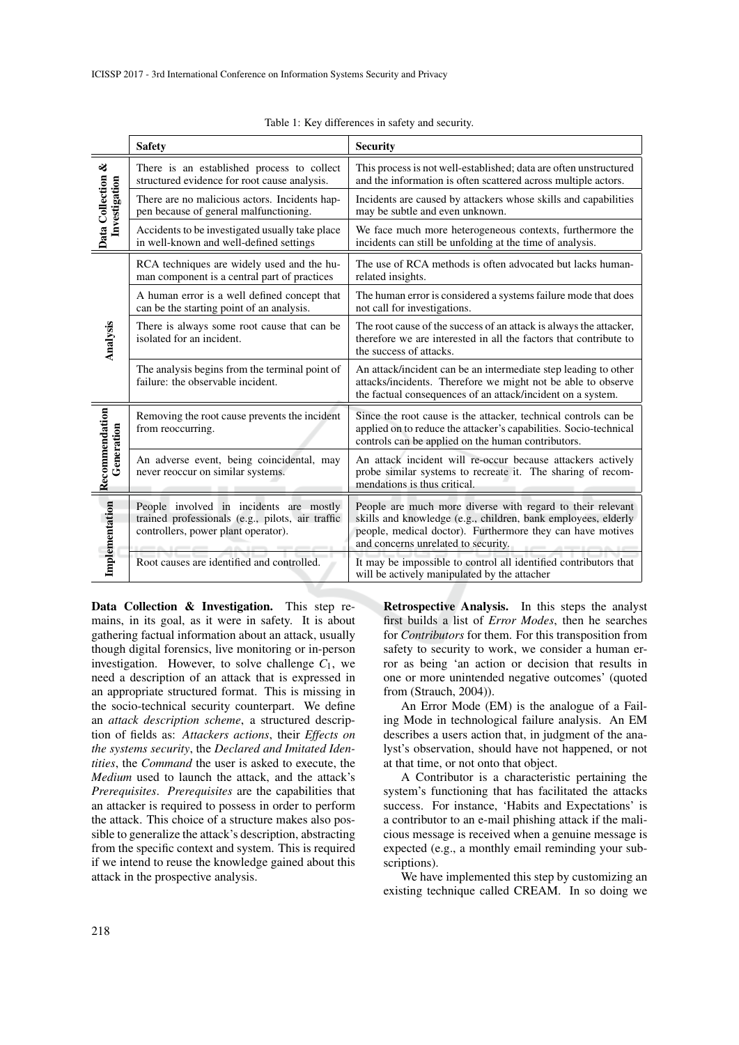Table 1: Key differences in safety and security.

| | Safety | Security |
|---|---|---|
| Data Collection & Investigation | There is an established process to collect structured evidence for root cause analysis. | This process is not well-established; data are often unstructured and the information is often scattered across multiple actors. |
| | There are no malicious actors. Incidents happen because of general malfunctioning. | Incidents are caused by attackers whose skills and capabilities may be subtle and even unknown. |
| | Accidents to be investigated usually take place in well-known and well-defined settings | We face much more heterogeneous contexts, furthermore the incidents can still be unfolding at the time of analysis. |
| Analysis | RCA techniques are widely used and the human component is a central part of practices | The use of RCA methods is often advocated but lacks human-related insights. |
| | A human error is a well defined concept that can be the starting point of an analysis. | The human error is considered a systems failure mode that does not call for investigations. |
| | There is always some root cause that can be isolated for an incident. | The root cause of the success of an attack is always the attacker, therefore we are interested in all the factors that contribute to the success of attacks. |
| | The analysis begins from the terminal point of failure: the observable incident. | An attack/incident can be an intermediate step leading to other attacks/incidents. Therefore we might not be able to observe the factual consequences of an attack/incident on a system. |
| Recommendation Generation | Removing the root cause prevents the incident from reoccurring. | Since the root cause is the attacker, technical controls can be applied on to reduce the attacker's capabilities. Socio-technical controls can be applied on the human contributors. |
| | An adverse event, being coincidental, may never reoccur on similar systems. | An attack incident will re-occur because attackers actively probe similar systems to recreate it. The sharing of recommendations is thus critical. |
| Implementation | People involved in incidents are mostly trained professionals (e.g., pilots, air traffic controllers, power plant operator). | People are much more diverse with regard to their relevant skills and knowledge (e.g., children, bank employees, elderly people, medical doctor). Furthermore they can have motives and concerns unrelated to security. |
| | Root causes are identified and controlled. | It may be impossible to control all identified contributors that will be actively manipulated by the attacher |

**Data Collection & Investigation.** This step remains, in its goal, as it were in safety. It is about gathering factual information about an attack, usually though digital forensics, live monitoring or in-person investigation. However, to solve challenge $C_1$, we need a description of an attack that is expressed in an appropriate structured format. This is missing in the socio-technical security counterpart. We define an *attack description scheme*, a structured description of fields as: *Attackers actions*, their *Effects on the systems security*, the *Declared and Imitated Identities*, the *Command* the user is asked to execute, the *Medium* used to launch the attack, and the attack's *Prerequisites*. *Prerequisites* are the capabilities that an attacker is required to possess in order to perform the attack. This choice of a structure makes also possible to generalize the attack's description, abstracting from the specific context and system. This is required if we intend to reuse the knowledge gained about this attack in the prospective analysis.

**Retrospective Analysis.** In this steps the analyst first builds a list of *Error Modes*, then he searches for *Contributors* for them. For this transposition from safety to security to work, we consider a human error as being 'an action or decision that results in one or more unintended negative outcomes' (quoted from (Strauch, 2004)).

An Error Mode (EM) is the analogue of a Failing Mode in technological failure analysis. An EM describes a users action that, in judgment of the analyst's observation, should have not happened, or not at that time, or not onto that object.

A Contributor is a characteristic pertaining the system's functioning that has facilitated the attacks success. For instance, 'Habits and Expectations' is a contributor to an e-mail phishing attack if the malicious message is received when a genuine message is expected (e.g., a monthly email reminding your subscriptions).

We have implemented this step by customizing an existing technique called CREAM. In so doing we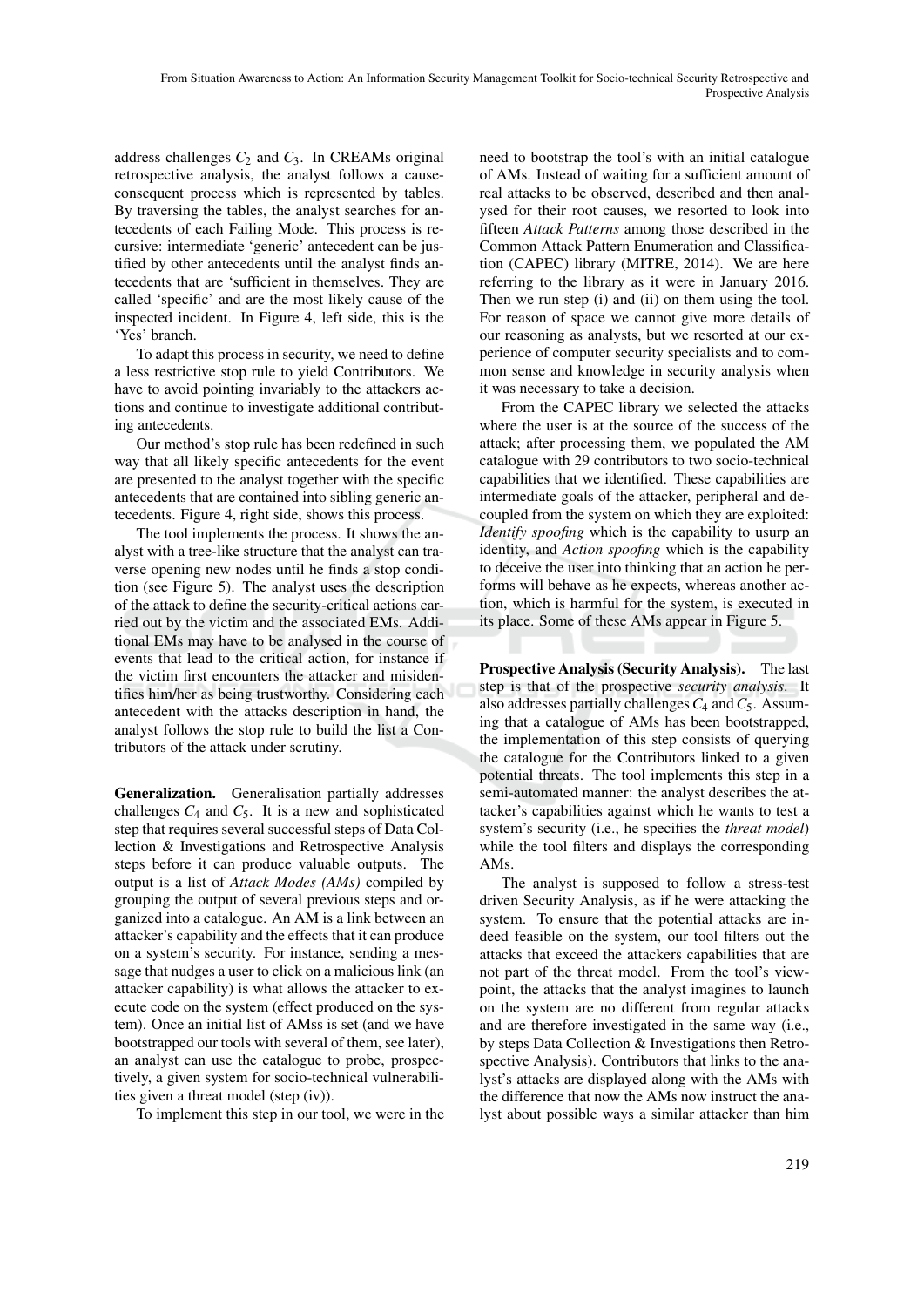address challenges $C_2$ and $C_3$. In CREAMs original retrospective analysis, the analyst follows a cause-consequent process which is represented by tables. By traversing the tables, the analyst searches for antecedents of each Failing Mode. This process is recursive: intermediate 'generic' antecedent can be justified by other antecedents until the analyst finds antecedents that are 'sufficient in themselves. They are called 'specific' and are the most likely cause of the inspected incident. In Figure 4, left side, this is the 'Yes' branch.

To adapt this process in security, we need to define a less restrictive stop rule to yield Contributors. We have to avoid pointing invariably to the attackers actions and continue to investigate additional contributing antecedents.

Our method's stop rule has been redefined in such way that all likely specific antecedents for the event are presented to the analyst together with the specific antecedents that are contained into sibling generic antecedents. Figure 4, right side, shows this process.

The tool implements the process. It shows the analyst with a tree-like structure that the analyst can traverse opening new nodes until he finds a stop condition (see Figure 5). The analyst uses the description of the attack to define the security-critical actions carried out by the victim and the associated EMs. Additional EMs may have to be analysed in the course of events that lead to the critical action, for instance if the victim first encounters the attacker and misidentifies him/her as being trustworthy. Considering each antecedent with the attacks description in hand, the analyst follows the stop rule to build the list a Contributors of the attack under scrutiny.

**Generalization.** Generalisation partially addresses challenges $C_4$ and $C_5$. It is a new and sophisticated step that requires several successful steps of Data Collection & Investigations and Retrospective Analysis steps before it can produce valuable outputs. The output is a list of *Attack Modes (AMs)* compiled by grouping the output of several previous steps and organized into a catalogue. An AM is a link between an attacker's capability and the effects that it can produce on a system's security. For instance, sending a message that nudges a user to click on a malicious link (an attacker capability) is what allows the attacker to execute code on the system (effect produced on the system). Once an initial list of AMss is set (and we have bootstrapped our tools with several of them, see later), an analyst can use the catalogue to probe, prospectively, a given system for socio-technical vulnerabilities given a threat model (step (iv)).

To implement this step in our tool, we were in the need to bootstrap the tool's with an initial catalogue of AMs. Instead of waiting for a sufficient amount of real attacks to be observed, described and then analysed for their root causes, we resorted to look into fifteen *Attack Patterns* among those described in the Common Attack Pattern Enumeration and Classification (CAPEC) library (MITRE, 2014). We are here referring to the library as it were in January 2016. Then we run step (i) and (ii) on them using the tool. For reason of space we cannot give more details of our reasoning as analysts, but we resorted at our experience of computer security specialists and to common sense and knowledge in security analysis when it was necessary to take a decision.

From the CAPEC library we selected the attacks where the user is at the source of the success of the attack; after processing them, we populated the AM catalogue with 29 contributors to two socio-technical capabilities that we identified. These capabilities are intermediate goals of the attacker, peripheral and decoupled from the system on which they are exploited: *Identify spoofing* which is the capability to usurp an identity, and *Action spoofing* which is the capability to deceive the user into thinking that an action he performs will behave as he expects, whereas another action, which is harmful for the system, is executed in its place. Some of these AMs appear in Figure 5.

**Prospective Analysis (Security Analysis).** The last step is that of the prospective *security analysis*. It also addresses partially challenges $C_4$ and $C_5$. Assuming that a catalogue of AMs has been bootstrapped, the implementation of this step consists of querying the catalogue for the Contributors linked to a given potential threats. The tool implements this step in a semi-automated manner: the analyst describes the attacker's capabilities against which he wants to test a system's security (i.e., he specifies the *threat model*) while the tool filters and displays the corresponding AMs.

The analyst is supposed to follow a stress-test driven Security Analysis, as if he were attacking the system. To ensure that the potential attacks are indeed feasible on the system, our tool filters out the attacks that exceed the attackers capabilities that are not part of the threat model. From the tool's viewpoint, the attacks that the analyst imagines to launch on the system are no different from regular attacks and are therefore investigated in the same way (i.e., by steps Data Collection & Investigations then Retrospective Analysis). Contributors that links to the analyst's attacks are displayed along with the AMs with the difference that now the AMs now instruct the analyst about possible ways a similar attacker than him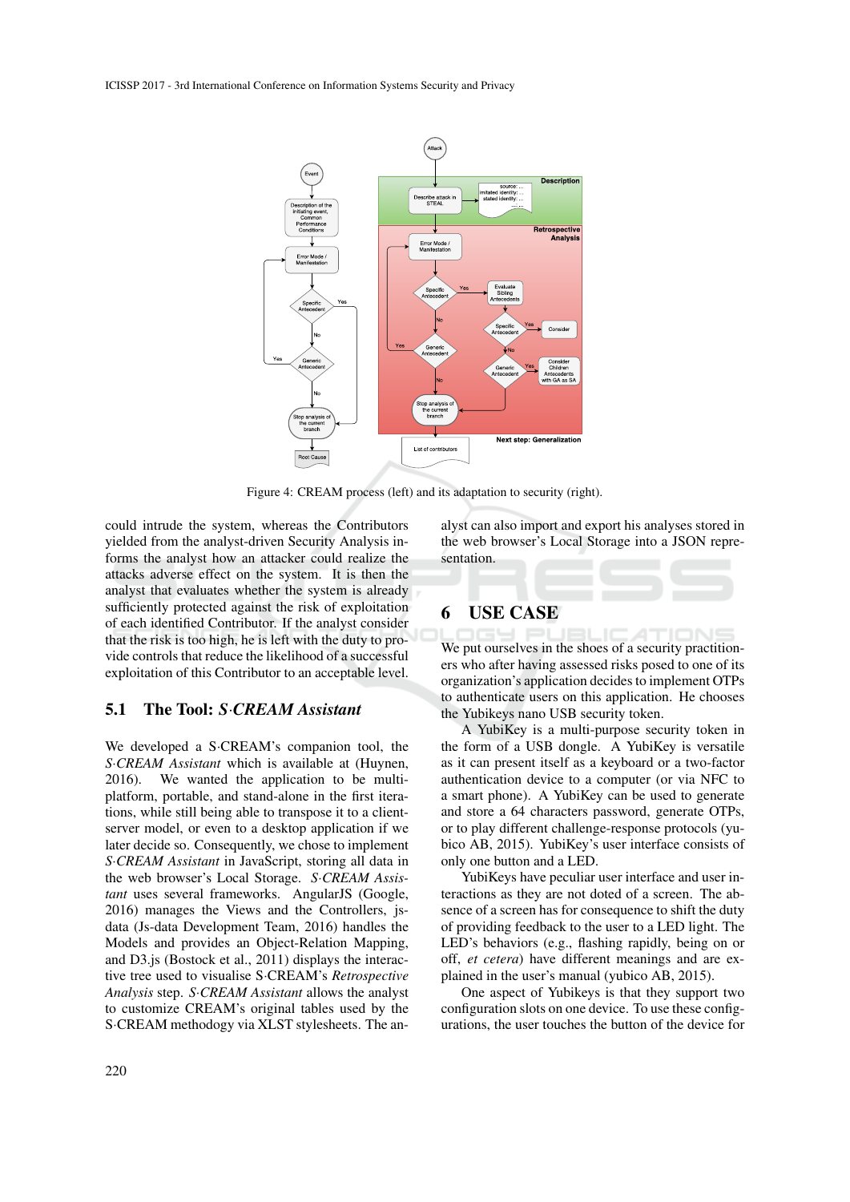Figure 4: CREAM process (left) and its adaptation to security (right).

could intrude the system, whereas the Contributors yielded from the analyst-driven Security Analysis informs the analyst how an attacker could realize the attacks adverse effect on the system. It is then the analyst that evaluates whether the system is already sufficiently protected against the risk of exploitation of each identified Contributor. If the analyst consider that the risk is too high, he is left with the duty to provide controls that reduce the likelihood of a successful exploitation of this Contributor to an acceptable level.

### 5.1 The Tool: *S·CREAM Assistant*

We developed a S·CREAM's companion tool, the *S·CREAM Assistant* which is available at (Huynen, 2016). We wanted the application to be multi-platform, portable, and stand-alone in the first iterations, while still being able to transpose it to a client-server model, or even to a desktop application if we later decide so. Consequently, we chose to implement *S·CREAM Assistant* in JavaScript, storing all data in the web browser's Local Storage. *S·CREAM Assistant* uses several frameworks. AngularJS (Google, 2016) manages the Views and the Controllers, js-data (Js-data Development Team, 2016) handles the Models and provides an Object-Relation Mapping, and D3.js (Bostock et al., 2011) displays the interactive tree used to visualise S·CREAM's *Retrospective Analysis* step. *S·CREAM Assistant* allows the analyst to customize CREAM's original tables used by the S·CREAM methodology via XLST stylesheets. The analyst can also import and export his analyses stored in the web browser's Local Storage into a JSON representation.

## 6 USE CASE

We put ourselves in the shoes of a security practitioners who after having assessed risks posed to one of its organization's application decides to implement OTPs to authenticate users on this application. He chooses the Yubikeys nano USB security token.

A YubiKey is a multi-purpose security token in the form of a USB dongle. A YubiKey is versatile as it can present itself as a keyboard or a two-factor authentication device to a computer (or via NFC to a smart phone). A YubiKey can be used to generate and store a 64 characters password, generate OTPs, or to play different challenge-response protocols (yubico AB, 2015). YubiKey's user interface consists of only one button and a LED.

YubiKeys have peculiar user interface and user interactions as they are not doted of a screen. The absence of a screen has for consequence to shift the duty of providing feedback to the user to a LED light. The LED's behaviors (e.g., flashing rapidly, being on or off, *et cetera*) have different meanings and are explained in the user's manual (yubico AB, 2015).

One aspect of Yubikeys is that they support two configuration slots on one device. To use these configurations, the user touches the button of the device for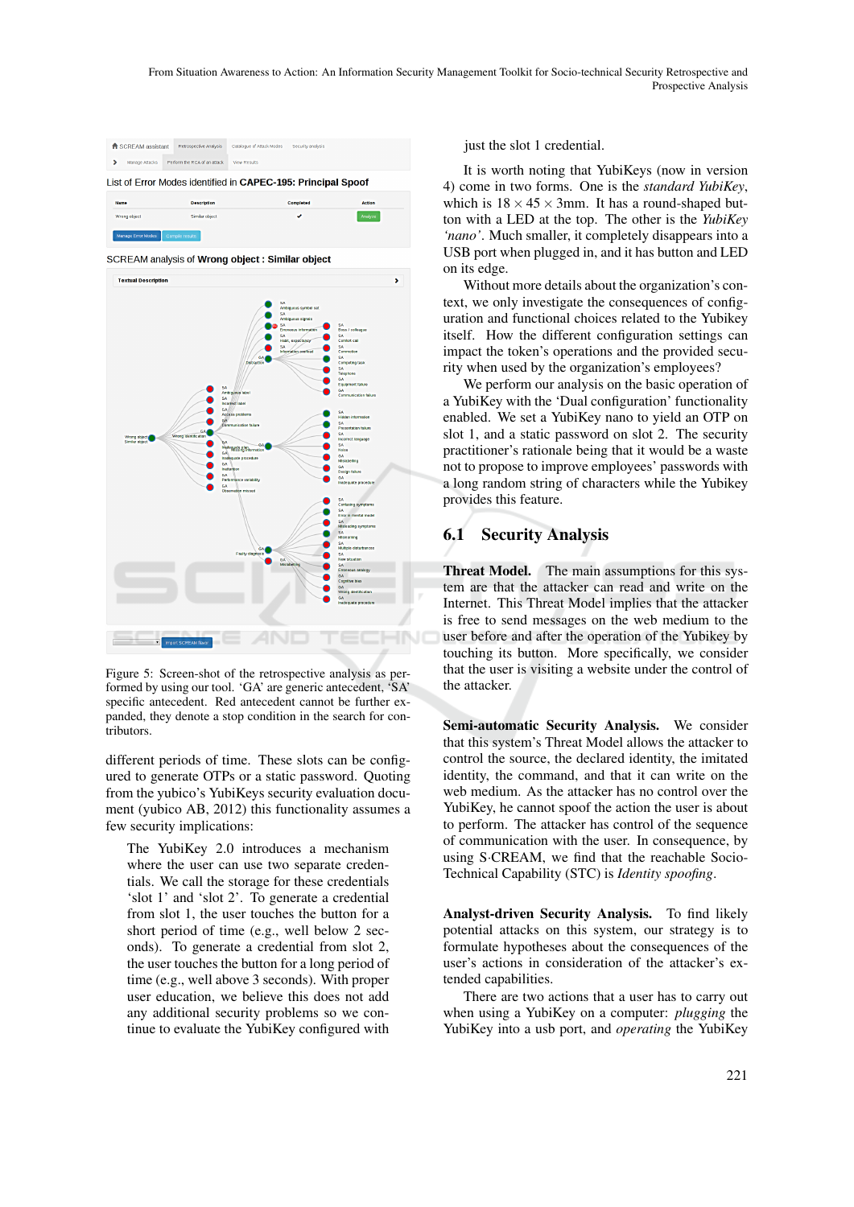Figure 5: Screen-shot of the retrospective analysis as performed by using our tool. 'GA' are generic antecedent, 'SA' specific antecedent. Red antecedent cannot be further expanded, they denote a stop condition in the search for contributors.

different periods of time. These slots can be configured to generate OTPs or a static password. Quoting from the yubico's YubiKeys security evaluation document (yubico AB, 2012) this functionality assumes a few security implications:

> The YubiKey 2.0 introduces a mechanism where the user can use two separate credentials. We call the storage for these credentials 'slot 1' and 'slot 2'. To generate a credential from slot 1, the user touches the button for a short period of time (e.g., well below 2 seconds). To generate a credential from slot 2, the user touches the button for a long period of time (e.g., well above 3 seconds). With proper user education, we believe this does not add any additional security problems so we continue to evaluate the YubiKey configured with just the slot 1 credential.

It is worth noting that YubiKeys (now in version 4) come in two forms. One is the *standard YubiKey*, which is $18 \times 45 \times 3$mm. It has a round-shaped button with a LED at the top. The other is the *YubiKey 'nano'*. Much smaller, it completely disappears into a USB port when plugged in, and it has button and LED on its edge.

Without more details about the organization's context, we only investigate the consequences of configuration and functional choices related to the Yubikey itself. How the different configuration settings can impact the token's operations and the provided security when used by the organization's employees?

We perform our analysis on the basic operation of a YubiKey with the 'Dual configuration' functionality enabled. We set a YubiKey nano to yield an OTP on slot 1, and a static password on slot 2. The security practitioner's rationale being that it would be a waste not to propose to improve employees' passwords with a long random string of characters while the Yubikey provides this feature.

## 6.1 Security Analysis

**Threat Model.** The main assumptions for this system are that the attacker can read and write on the Internet. This Threat Model implies that the attacker is free to send messages on the web medium to the user before and after the operation of the Yubikey by touching its button. More specifically, we consider that the user is visiting a website under the control of the attacker.

**Semi-automatic Security Analysis.** We consider that this system's Threat Model allows the attacker to control the source, the declared identity, the imitated identity, the command, and that it can write on the web medium. As the attacker has no control over the YubiKey, he cannot spoof the action the user is about to perform. The attacker has control of the sequence of communication with the user. In consequence, by using S·CREAM, we find that the reachable Socio-Technical Capability (STC) is *Identity spoofing*.

**Analyst-driven Security Analysis.** To find likely potential attacks on this system, our strategy is to formulate hypotheses about the consequences of the user's actions in consideration of the attacker's extended capabilities.

There are two actions that a user has to carry out when using a YubiKey on a computer: *plugging* the YubiKey into a usb port, and *operating* the YubiKey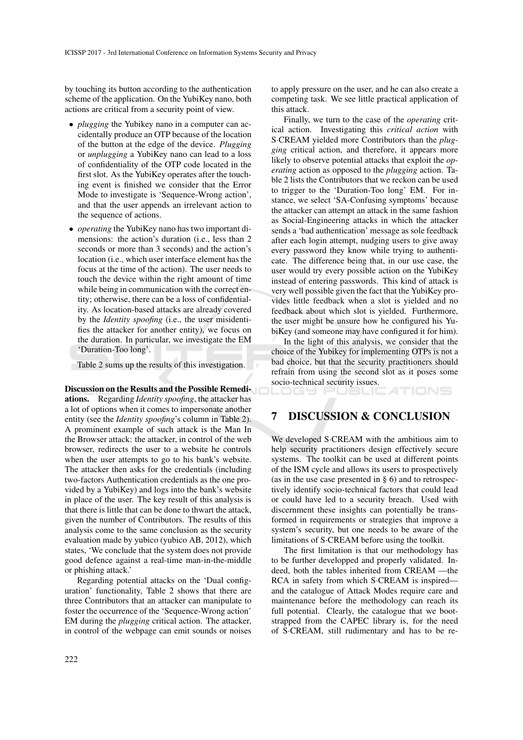by touching its button according to the authentication scheme of the application. On the YubiKey nano, both actions are critical from a security point of view.

- *plugging* the Yubikey nano in a computer can accidentally produce an OTP because of the location of the button at the edge of the device. *Plugging* or *unplugging* a YubiKey nano can lead to a loss of confidentiality of the OTP code located in the first slot. As the YubiKey operates after the touching event is finished we consider that the Error Mode to investigate is 'Sequence-Wrong action', and that the user appends an irrelevant action to the sequence of actions.
- *operating* the YubiKey nano has two important dimensions: the action's duration (i.e., less than 2 seconds or more than 3 seconds) and the action's location (i.e., which user interface element has the focus at the time of the action). The user needs to touch the device within the right amount of time while being in communication with the correct entity; otherwise, there can be a loss of confidentiality. As location-based attacks are already covered by the *Identity spoofing* (i.e., the user misidentifies the attacker for another entity), we focus on the duration. In particular, we investigate the EM 'Duration-Too long'.

Table 2 sums up the results of this investigation.

**Discussion on the Results and the Possible Remediations.** Regarding *Identity spoofing*, the attacker has a lot of options when it comes to impersonate another entity (see the *Identity spoofing*'s column in Table 2). A prominent example of such attack is the Man In the Browser attack: the attacker, in control of the web browser, redirects the user to a website he controls when the user attempts to go to his bank's website. The attacker then asks for the credentials (including two-factors Authentication credentials as the one provided by a YubiKey) and logs into the bank's website in place of the user. The key result of this analysis is that there is little that can be done to thwart the attack, given the number of Contributors. The results of this analysis come to the same conclusion as the security evaluation made by yubico (yubico AB, 2012), which states, 'We conclude that the system does not provide good defence against a real-time man-in-the-middle or phishing attack.'

Regarding potential attacks on the 'Dual configuration' functionality, Table 2 shows that there are three Contributors that an attacker can manipulate to foster the occurrence of the 'Sequence-Wrong action' EM during the *plugging* critical action. The attacker, in control of the webpage can emit sounds or noises to apply pressure on the user, and he can also create a competing task. We see little practical application of this attack.

Finally, we turn to the case of the *operating* critical action. Investigating this *critical action* with S·CREAM yielded more Contributors than the *plugging* critical action, and therefore, it appears more likely to observe potential attacks that exploit the *operating* action as opposed to the *plugging* action. Table 2 lists the Contributors that we reckon can be used to trigger to the 'Duration-Too long' EM. For instance, we select 'SA-Confusing symptoms' because the attacker can attempt an attack in the same fashion as Social-Engineering attacks in which the attacker sends a 'bad authentication' message as sole feedback after each login attempt, nudging users to give away every password they know while trying to authenticate. The difference being that, in our use case, the user would try every possible action on the YubiKey instead of entering passwords. This kind of attack is very well possible given the fact that the YubiKey provides little feedback when a slot is yielded and no feedback about which slot is yielded. Furthermore, the user might be unsure how he configured his YubiKey (and someone may have configured it for him).

In the light of this analysis, we consider that the choice of the Yubikey for implementing OTPs is not a bad choice, but that the security practitioners should refrain from using the second slot as it poses some socio-technical security issues.

# 7 DISCUSSION & CONCLUSION

We developed S·CREAM with the ambitious aim to help security practitioners design effectively secure systems. The toolkit can be used at different points of the ISM cycle and allows its users to prospectively (as in the use case presented in § 6) and to retrospectively identify socio-technical factors that could lead or could have led to a security breach. Used with discernment these insights can potentially be transformed in requirements or strategies that improve a system's security, but one needs to be aware of the limitations of S·CREAM before using the toolkit.

The first limitation is that our methodology has to be further developped and properly validated. Indeed, both the tables inherited from CREAM —the RCA in safety from which S·CREAM is inspired— and the catalogue of Attack Modes require care and maintenance before the methodology can reach its full potential. Clearly, the catalogue that we bootstrapped from the CAPEC library is, for the need of S·CREAM, still rudimentary and has to be re-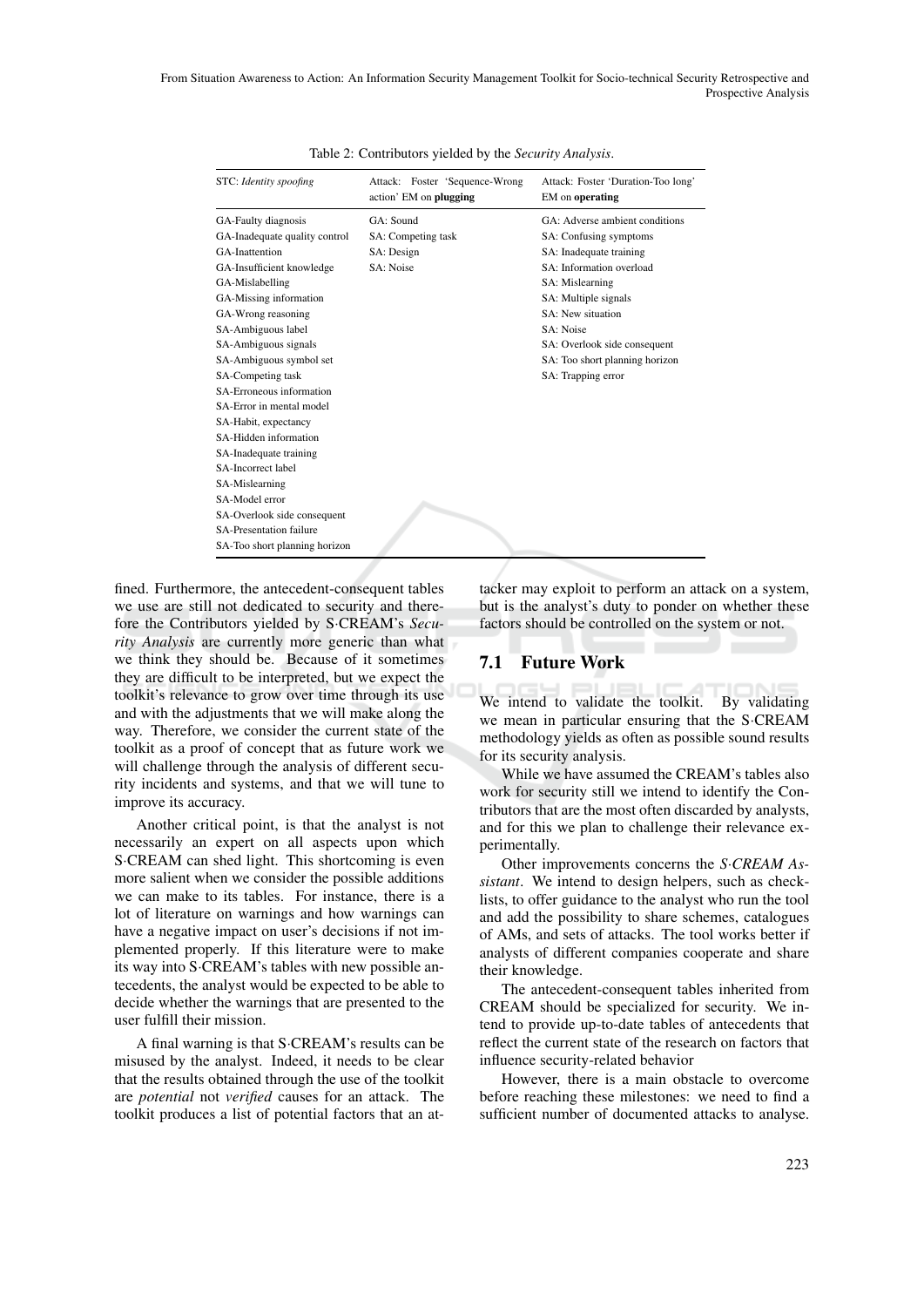Table 2: Contributors yielded by the *Security Analysis*.

| STC: *Identity spoofing* | Attack: Foster 'Sequence-Wrong action' EM on **plugging** | Attack: Foster 'Duration-Too long' EM on **operating** |
|---|---|---|
| GA-Faulty diagnosis | GA: Sound | GA: Adverse ambient conditions |
| GA-Inadequate quality control | SA: Competing task | SA: Confusing symptoms |
| GA-Inattention | SA: Design | SA: Inadequate training |
| GA-Insufficient knowledge | SA: Noise | SA: Information overload |
| GA-Mislabelling | | SA: Mislearning |
| GA-Missing information | | SA: Multiple signals |
| GA-Wrong reasoning | | SA: New situation |
| SA-Ambiguous label | | SA: Noise |
| SA-Ambiguous signals | | SA: Overlook side consequent |
| SA-Ambiguous symbol set | | SA: Too short planning horizon |
| SA-Competing task | | SA: Trapping error |
| SA-Erroneous information | | |
| SA-Error in mental model | | |
| SA-Habit, expectancy | | |
| SA-Hidden information | | |
| SA-Inadequate training | | |
| SA-Incorrect label | | |
| SA-Mislearning | | |
| SA-Model error | | |
| SA-Overlook side consequent | | |
| SA-Presentation failure | | |
| SA-Too short planning horizon | | |

fined. Furthermore, the antecedent-consequent tables we use are still not dedicated to security and therefore the Contributors yielded by S·CREAM's *Security Analysis* are currently more generic than what we think they should be. Because of it sometimes they are difficult to be interpreted, but we expect the toolkit's relevance to grow over time through its use and with the adjustments that we will make along the way. Therefore, we consider the current state of the toolkit as a proof of concept that as future work we will challenge through the analysis of different security incidents and systems, and that we will tune to improve its accuracy.

Another critical point, is that the analyst is not necessarily an expert on all aspects upon which S·CREAM can shed light. This shortcoming is even more salient when we consider the possible additions we can make to its tables. For instance, there is a lot of literature on warnings and how warnings can have a negative impact on user's decisions if not implemented properly. If this literature were to make its way into S·CREAM's tables with new possible antecedents, the analyst would be expected to be able to decide whether the warnings that are presented to the user fulfill their mission.

A final warning is that S·CREAM's results can be misused by the analyst. Indeed, it needs to be clear that the results obtained through the use of the toolkit are *potential* not *verified* causes for an attack. The toolkit produces a list of potential factors that an attacker may exploit to perform an attack on a system, but is the analyst's duty to ponder on whether these factors should be controlled on the system or not.

## 7.1 Future Work

We intend to validate the toolkit. By validating we mean in particular ensuring that the S·CREAM methodology yields as often as possible sound results for its security analysis.

While we have assumed the CREAM's tables also work for security still we intend to identify the Contributors that are the most often discarded by analysts, and for this we plan to challenge their relevance experimentally.

Other improvements concerns the *S·CREAM Assistant*. We intend to design helpers, such as checklists, to offer guidance to the analyst who run the tool and add the possibility to share schemes, catalogues of AMs, and sets of attacks. The tool works better if analysts of different companies cooperate and share their knowledge.

The antecedent-consequent tables inherited from CREAM should be specialized for security. We intend to provide up-to-date tables of antecedents that reflect the current state of the research on factors that influence security-related behavior

However, there is a main obstacle to overcome before reaching these milestones: we need to find a sufficient number of documented attacks to analyse.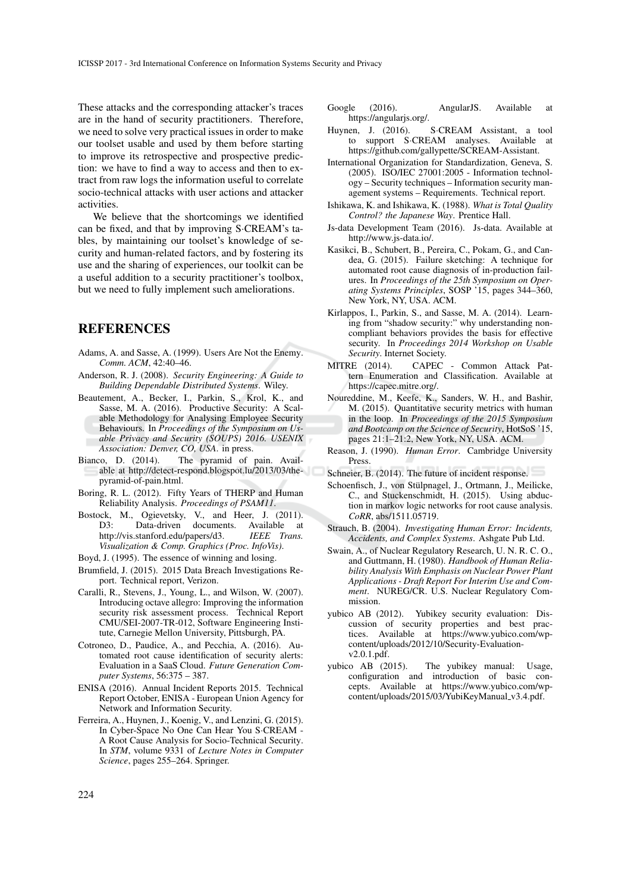These attacks and the corresponding attacker's traces are in the hand of security practitioners. Therefore, we need to solve very practical issues in order to make our toolset usable and used by them before starting to improve its retrospective and prospective prediction: we have to find a way to access and then to extract from raw logs the information useful to correlate socio-technical attacks with user actions and attacker activities.

We believe that the shortcomings we identified can be fixed, and that by improving S·CREAM's tables, by maintaining our toolset's knowledge of security and human-related factors, and by fostering its use and the sharing of experiences, our toolkit can be a useful addition to a security practitioner's toolbox, but we need to fully implement such ameliorations.

## REFERENCES

Adams, A. and Sasse, A. (1999). Users Are Not the Enemy. *Comm. ACM*, 42:40–46.

Anderson, R. J. (2008). *Security Engineering: A Guide to Building Dependable Distributed Systems*. Wiley.

Beautement, A., Becker, I., Parkin, S., Krol, K., and Sasse, M. A. (2016). Productive Security: A Scalable Methodology for Analysing Employee Security Behaviours. In *Proceedings of the Symposium on Usable Privacy and Security (SOUPS) 2016. USENIX Association: Denver, CO, USA*. in press.

Bianco, D. (2014). The pyramid of pain. Available at http://detect-respond.blogspot.lu/2013/03/the-pyramid-of-pain.html.

Boring, R. L. (2012). Fifty Years of THERP and Human Reliability Analysis. *Proceedings of PSAM11*.

Bostock, M., Ogievetsky, V., and Heer, J. (2011). D3: Data-driven documents. Available at http://vis.stanford.edu/papers/d3. *IEEE Trans. Visualization & Comp. Graphics (Proc. InfoVis)*.

Boyd, J. (1995). The essence of winning and losing.

Brumfield, J. (2015). 2015 Data Breach Investigations Report. Technical report, Verizon.

Caralli, R., Stevens, J., Young, L., and Wilson, W. (2007). Introducing octave allegro: Improving the information security risk assessment process. Technical Report CMU/SEI-2007-TR-012, Software Engineering Institute, Carnegie Mellon University, Pittsburgh, PA.

Cotroneo, D., Paudice, A., and Pecchia, A. (2016). Automated root cause identification of security alerts: Evaluation in a SaaS Cloud. *Future Generation Computer Systems*, 56:375 – 387.

ENISA (2016). Annual Incident Reports 2015. Technical Report October, ENISA - European Union Agency for Network and Information Security.

Ferreira, A., Huynen, J., Koenig, V., and Lenzini, G. (2015). In Cyber-Space No One Can Hear You S·CREAM - A Root Cause Analysis for Socio-Technical Security. In *STM*, volume 9331 of *Lecture Notes in Computer Science*, pages 255–264. Springer.

Google (2016). AngularJS. Available at https://angularjs.org/.

Huynen, J. (2016). S·CREAM Assistant, a tool to support S·CREAM analyses. Available at https://github.com/gallypette/SCREAM-Assistant.

International Organization for Standardization, Geneva, S. (2005). ISO/IEC 27001:2005 - Information technology – Security techniques – Information security management systems – Requirements. Technical report.

Ishikawa, K. and Ishikawa, K. (1988). *What is Total Quality Control? the Japanese Way*. Prentice Hall.

Js-data Development Team (2016). Js-data. Available at http://www.js-data.io/.

Kasikci, B., Schubert, B., Pereira, C., Pokam, G., and Candea, G. (2015). Failure sketching: A technique for automated root cause diagnosis of in-production failures. In *Proceedings of the 25th Symposium on Operating Systems Principles*, SOSP '15, pages 344–360, New York, NY, USA. ACM.

Kirlappos, I., Parkin, S., and Sasse, M. A. (2014). Learning from "shadow security:" why understanding non-compliant behaviors provides the basis for effective security. In *Proceedings 2014 Workshop on Usable Security*. Internet Society.

MITRE (2014). CAPEC - Common Attack Pattern Enumeration and Classification. Available at https://capec.mitre.org/.

Noureddine, M., Keefe, K., Sanders, W. H., and Bashir, M. (2015). Quantitative security metrics with human in the loop. In *Proceedings of the 2015 Symposium and Bootcamp on the Science of Security*, HotSoS '15, pages 21:1–21:2, New York, NY, USA. ACM.

Reason, J. (1990). *Human Error*. Cambridge University Press.

Schneier, B. (2014). The future of incident response.

Schoenfisch, J., von Stülpnagel, J., Ortmann, J., Meilicke, C., and Stuckenschmidt, H. (2015). Using abduction in markov logic networks for root cause analysis. *CoRR*, abs/1511.05719.

Strauch, B. (2004). *Investigating Human Error: Incidents, Accidents, and Complex Systems*. Ashgate Pub Ltd.

Swain, A., of Nuclear Regulatory Research, U. N. R. C. O., and Guttmann, H. (1980). *Handbook of Human Reliability Analysis With Emphasis on Nuclear Power Plant Applications - Draft Report For Interim Use and Comment*. NUREG/CR. U.S. Nuclear Regulatory Commission.

yubico AB (2012). Yubikey security evaluation: Discussion of security properties and best practices. Available at https://www.yubico.com/wp-content/uploads/2012/10/Security-Evaluation-v2.0.1.pdf.

yubico AB (2015). The yubikey manual: Usage, configuration and introduction of basic concepts. Available at https://www.yubico.com/wp-content/uploads/2015/03/YubiKeyManual_v3.4.pdf.